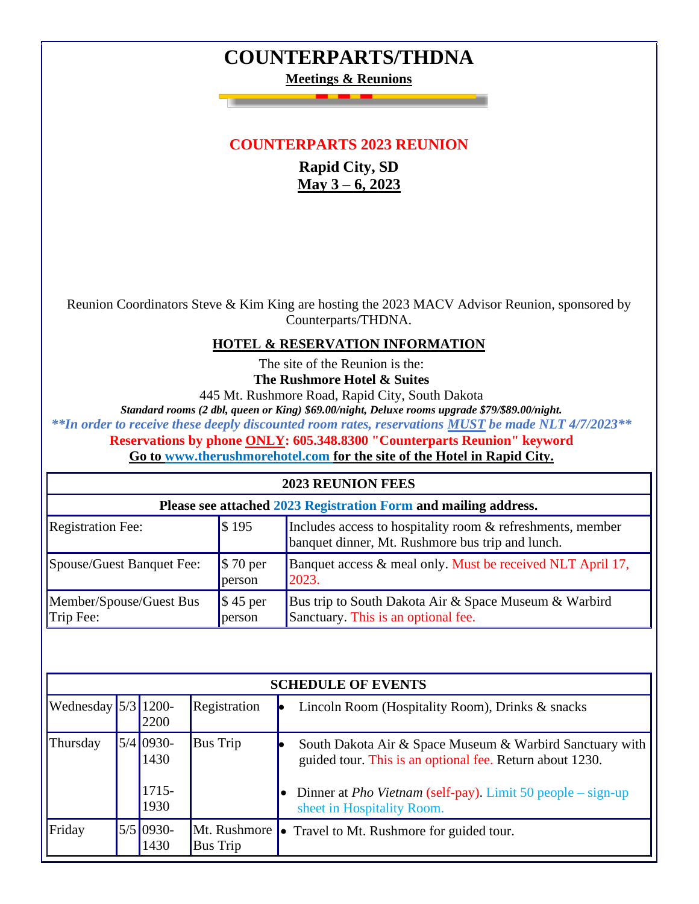# COUNTERPARTS/THDNA

**Meetings & Reunions**

## COUNTERPARTS 2023 REUNION

**Rapid City, SD**

**May 3 – 6, 2023**

Reunion Coordinators Steve & Kim King are hosting the 2023 MACV Advisor Reunion, sponsored by Counterparts/THDNA.

### HOTEL & RESERVATION INFORMATION

The site of the Reunion is the:

**The Rushmore Hotel & Suites**

445 Mt. Rushmore Road, Rapid City, South Dakota

***Standard rooms (2 dbl, queen or King) $69.00/night, Deluxe rooms upgrade $79/$89.00/night.***

***\*\*In order to receive these deeply discounted room rates, reservations MUST be made NLT 4/7/2023\*\****

**Reservations by phone ONLY: 605.348.8300 "Counterparts Reunion" keyword**

**Go to www.therushmorehotel.com for the site of the Hotel in Rapid City.**

| 2023 REUNION FEES | | |
|---|---|---|
| **Please see attached 2023 Registration Form and mailing address.** | | |
| Registration Fee: | $ 195 | Includes access to hospitality room & refreshments, member banquet dinner, Mt. Rushmore bus trip and lunch. |
| Spouse/Guest Banquet Fee: | $ 70 per person | Banquet access & meal only. Must be received NLT April 17, 2023. |
| Member/Spouse/Guest Bus Trip Fee: | $ 45 per person | Bus trip to South Dakota Air & Space Museum & Warbird Sanctuary. This is an optional fee. |

| SCHEDULE OF EVENTS | | | | |
|---|---|---|---|---|
| Wednesday | 5/3 | 1200-2200 | Registration | • Lincoln Room (Hospitality Room), Drinks & snacks |
| Thursday | 5/4 | 0930-1430 | Bus Trip | • South Dakota Air & Space Museum & Warbird Sanctuary with guided tour. This is an optional fee. Return about 1230. |
| | | 1715-1930 | | • Dinner at *Pho Vietnam* (self-pay). Limit 50 people – sign-up sheet in Hospitality Room. |
| Friday | 5/5 | 0930-1430 | Mt. Rushmore Bus Trip | • Travel to Mt. Rushmore for guided tour. |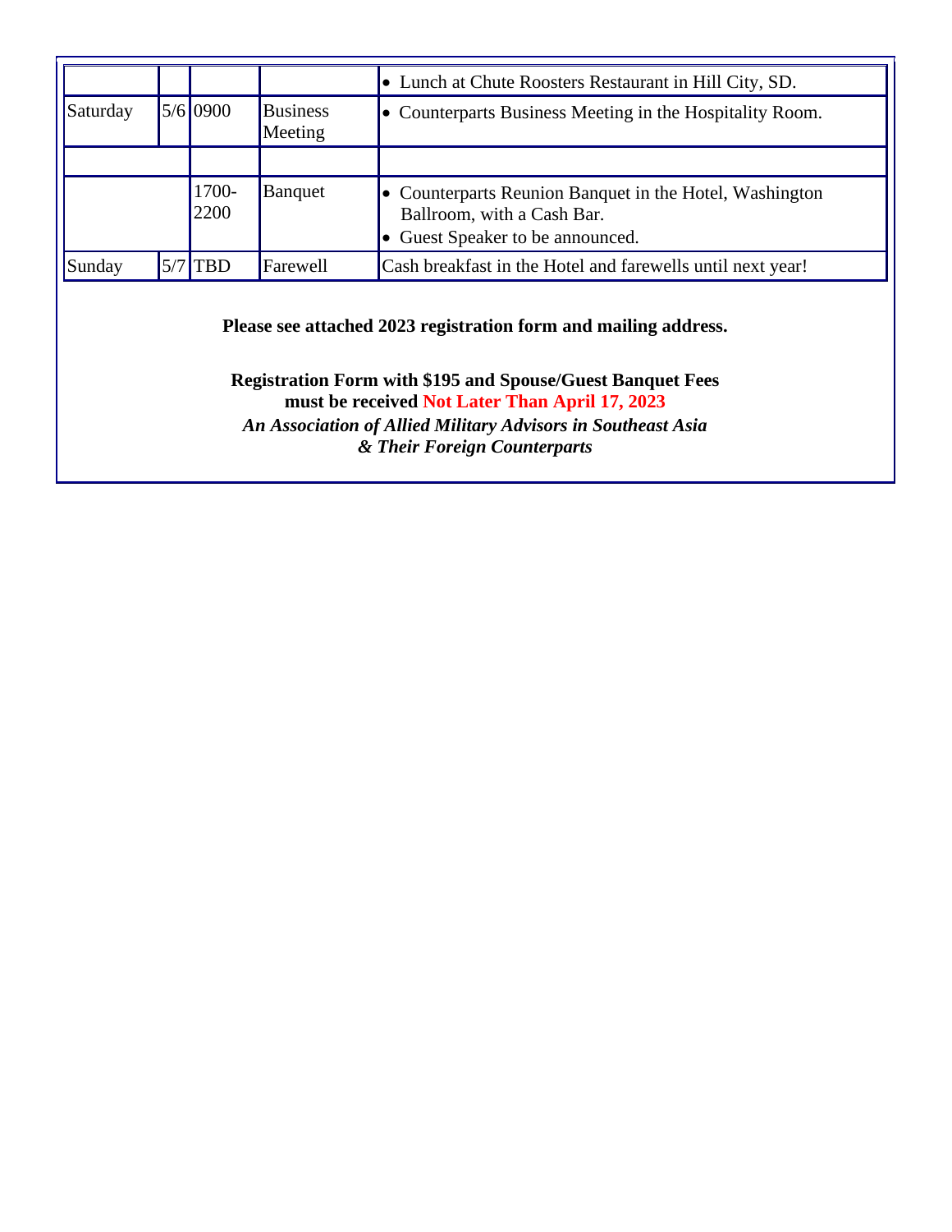| | | | | |
|---|---|---|---|---|
| | | | | • Lunch at Chute Roosters Restaurant in Hill City, SD. |
| Saturday | 5/6 | 0900 | Business Meeting | • Counterparts Business Meeting in the Hospitality Room. |
| | | | | |
| | | 1700-2200 | Banquet | • Counterparts Reunion Banquet in the Hotel, Washington Ballroom, with a Cash Bar.<br>• Guest Speaker to be announced. |
| Sunday | 5/7 | TBD | Farewell | Cash breakfast in the Hotel and farewells until next year! |

**Please see attached 2023 registration form and mailing address.**

**Registration Form with $195 and Spouse/Guest Banquet Fees must be received Not Later Than April 17, 2023**

***An Association of Allied Military Advisors in Southeast Asia & Their Foreign Counterparts***